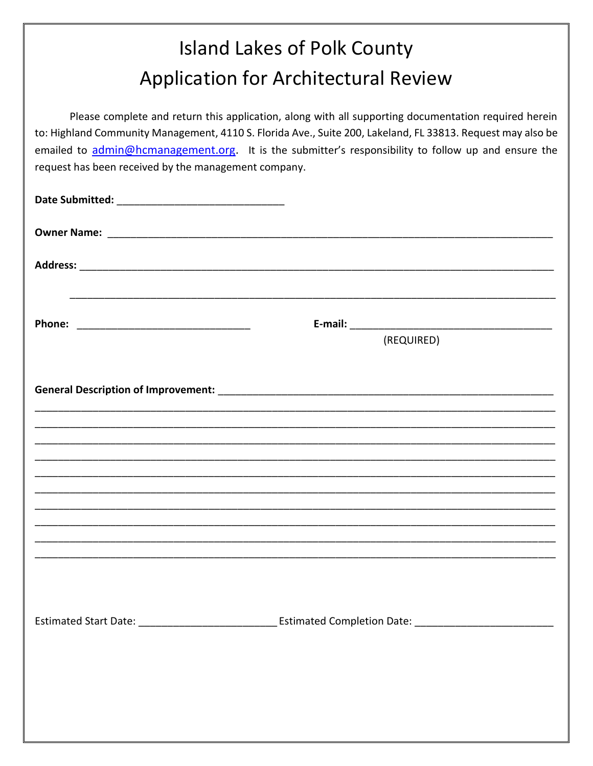# Island Lakes of Polk County
# Application for Architectural Review

Please complete and return this application, along with all supporting documentation required herein to: Highland Community Management, 4110 S. Florida Ave., Suite 200, Lakeland, FL 33813. Request may also be emailed to admin@hcmanagement.org. It is the submitter's responsibility to follow up and ensure the request has been received by the management company.

**Date Submitted:** ______________________________

**Owner Name:** ________________________________________________________________________________

**Address:** ___________________________________________________________________________________

______________________________________________________________________________________

**Phone:** ______________________________ **E-mail:** ____________________________________
(REQUIRED)

**General Description of Improvement:** _________________________________________________________

__________________________________________________________________________________________
__________________________________________________________________________________________
__________________________________________________________________________________________
__________________________________________________________________________________________
__________________________________________________________________________________________
__________________________________________________________________________________________
__________________________________________________________________________________________
__________________________________________________________________________________________
__________________________________________________________________________________________
__________________________________________________________________________________________

Estimated Start Date: ________________________ Estimated Completion Date: ________________________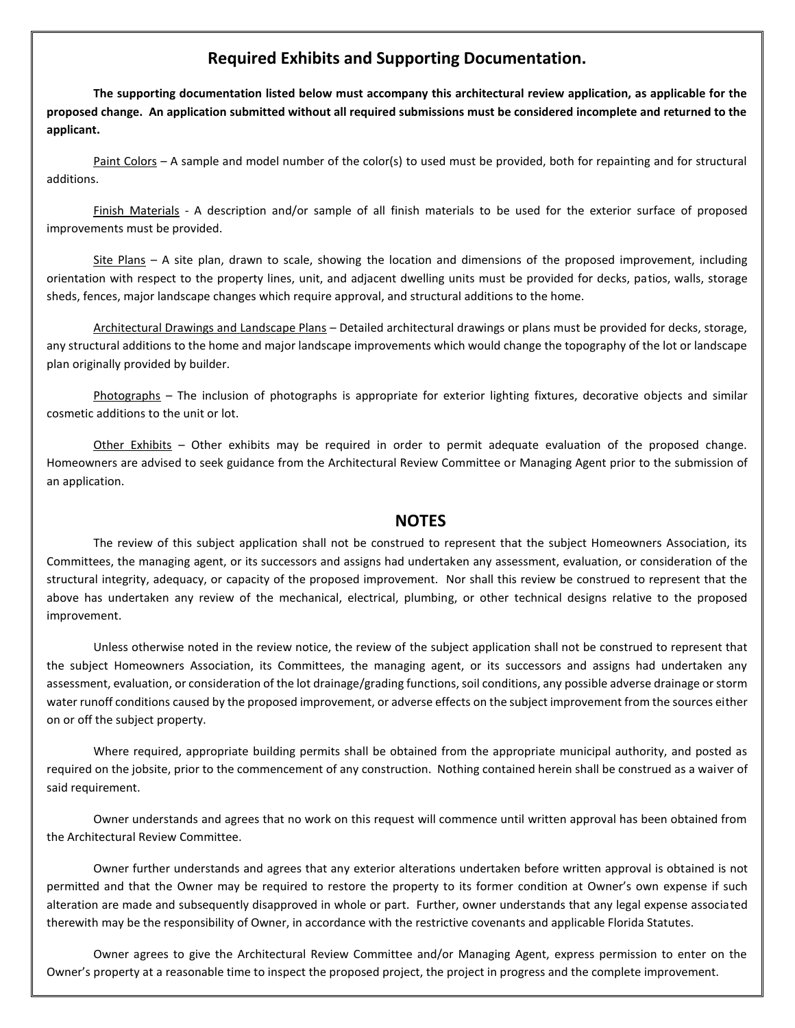## Required Exhibits and Supporting Documentation.

**The supporting documentation listed below must accompany this architectural review application, as applicable for the proposed change. An application submitted without all required submissions must be considered incomplete and returned to the applicant.**

Paint Colors – A sample and model number of the color(s) to used must be provided, both for repainting and for structural additions.

Finish Materials - A description and/or sample of all finish materials to be used for the exterior surface of proposed improvements must be provided.

Site Plans – A site plan, drawn to scale, showing the location and dimensions of the proposed improvement, including orientation with respect to the property lines, unit, and adjacent dwelling units must be provided for decks, patios, walls, storage sheds, fences, major landscape changes which require approval, and structural additions to the home.

Architectural Drawings and Landscape Plans – Detailed architectural drawings or plans must be provided for decks, storage, any structural additions to the home and major landscape improvements which would change the topography of the lot or landscape plan originally provided by builder.

Photographs – The inclusion of photographs is appropriate for exterior lighting fixtures, decorative objects and similar cosmetic additions to the unit or lot.

Other Exhibits – Other exhibits may be required in order to permit adequate evaluation of the proposed change. Homeowners are advised to seek guidance from the Architectural Review Committee or Managing Agent prior to the submission of an application.

## NOTES

The review of this subject application shall not be construed to represent that the subject Homeowners Association, its Committees, the managing agent, or its successors and assigns had undertaken any assessment, evaluation, or consideration of the structural integrity, adequacy, or capacity of the proposed improvement. Nor shall this review be construed to represent that the above has undertaken any review of the mechanical, electrical, plumbing, or other technical designs relative to the proposed improvement.

Unless otherwise noted in the review notice, the review of the subject application shall not be construed to represent that the subject Homeowners Association, its Committees, the managing agent, or its successors and assigns had undertaken any assessment, evaluation, or consideration of the lot drainage/grading functions, soil conditions, any possible adverse drainage or storm water runoff conditions caused by the proposed improvement, or adverse effects on the subject improvement from the sources either on or off the subject property.

Where required, appropriate building permits shall be obtained from the appropriate municipal authority, and posted as required on the jobsite, prior to the commencement of any construction. Nothing contained herein shall be construed as a waiver of said requirement.

Owner understands and agrees that no work on this request will commence until written approval has been obtained from the Architectural Review Committee.

Owner further understands and agrees that any exterior alterations undertaken before written approval is obtained is not permitted and that the Owner may be required to restore the property to its former condition at Owner's own expense if such alteration are made and subsequently disapproved in whole or part. Further, owner understands that any legal expense associated therewith may be the responsibility of Owner, in accordance with the restrictive covenants and applicable Florida Statutes.

Owner agrees to give the Architectural Review Committee and/or Managing Agent, express permission to enter on the Owner's property at a reasonable time to inspect the proposed project, the project in progress and the complete improvement.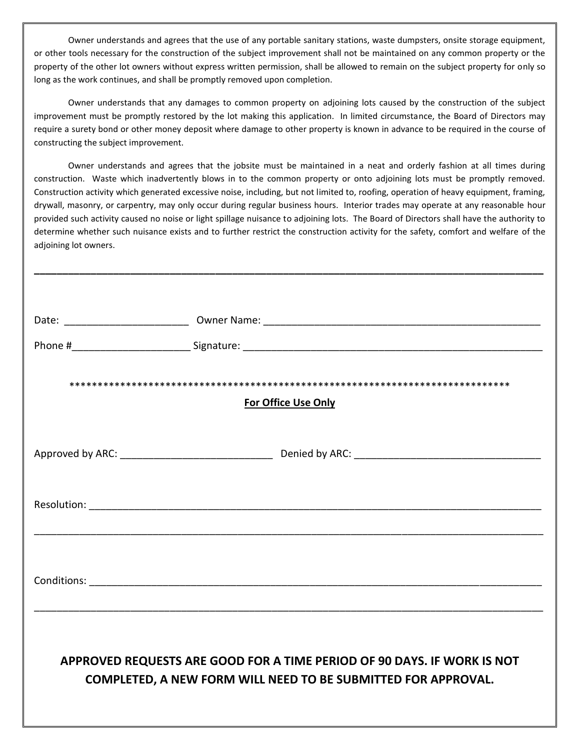Owner understands and agrees that the use of any portable sanitary stations, waste dumpsters, onsite storage equipment, or other tools necessary for the construction of the subject improvement shall not be maintained on any common property or the property of the other lot owners without express written permission, shall be allowed to remain on the subject property for only so long as the work continues, and shall be promptly removed upon completion.

Owner understands that any damages to common property on adjoining lots caused by the construction of the subject improvement must be promptly restored by the lot making this application. In limited circumstance, the Board of Directors may require a surety bond or other money deposit where damage to other property is known in advance to be required in the course of constructing the subject improvement.

Owner understands and agrees that the jobsite must be maintained in a neat and orderly fashion at all times during construction. Waste which inadvertently blows in to the common property or onto adjoining lots must be promptly removed. Construction activity which generated excessive noise, including, but not limited to, roofing, operation of heavy equipment, framing, drywall, masonry, or carpentry, may only occur during regular business hours. Interior trades may operate at any reasonable hour provided such activity caused no noise or light spillage nuisance to adjoining lots. The Board of Directors shall have the authority to determine whether such nuisance exists and to further restrict the construction activity for the safety, comfort and welfare of the adjoining lot owners.

---

Date: ______________________ Owner Name: ________________________________________________

Phone #_____________________ Signature: ____________________________________________________

*********************************************************************************

**For Office Use Only**

Approved by ARC: ___________________________ Denied by ARC: _________________________________

Resolution: _________________________________________________________________________________

_________________________________________________________________________________________

Conditions: _________________________________________________________________________________

_________________________________________________________________________________________

**APPROVED REQUESTS ARE GOOD FOR A TIME PERIOD OF 90 DAYS. IF WORK IS NOT COMPLETED, A NEW FORM WILL NEED TO BE SUBMITTED FOR APPROVAL.**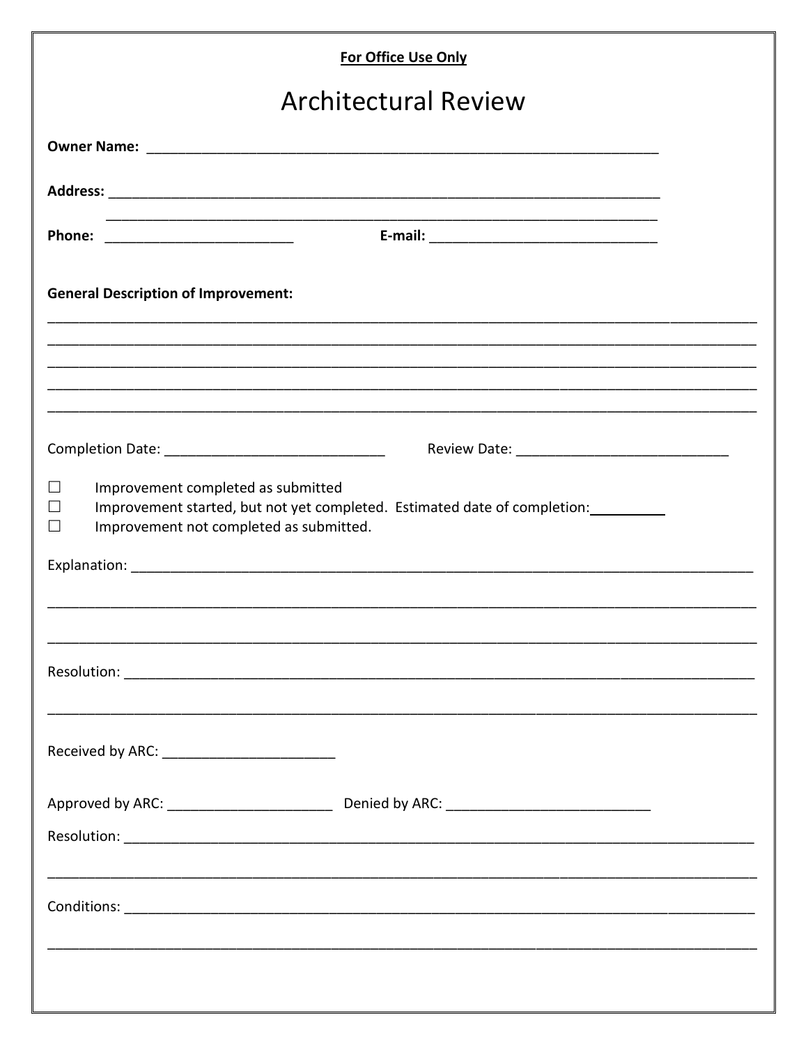**For Office Use Only**

# Architectural Review

**Owner Name:** ____________________________________________________________________

**Address:** _______________________________________________________________________

_______________________________________________________________________

**Phone:** _________________________ **E-mail:** ______________________________

**General Description of Improvement:**

______________________________________________________________________________________________

______________________________________________________________________________________________

______________________________________________________________________________________________

______________________________________________________________________________________________

______________________________________________________________________________________________

Completion Date: ____________________________ Review Date: ___________________________

☐ Improvement completed as submitted

☐ Improvement started, but not yet completed. Estimated date of completion: __________

☐ Improvement not completed as submitted.

Explanation: _________________________________________________________________________________

______________________________________________________________________________________________

______________________________________________________________________________________________

Resolution: __________________________________________________________________________________

______________________________________________________________________________________________

Received by ARC: ______________________

Approved by ARC: _____________________ Denied by ARC: __________________________

Resolution: __________________________________________________________________________________

______________________________________________________________________________________________

Conditions: __________________________________________________________________________________

______________________________________________________________________________________________